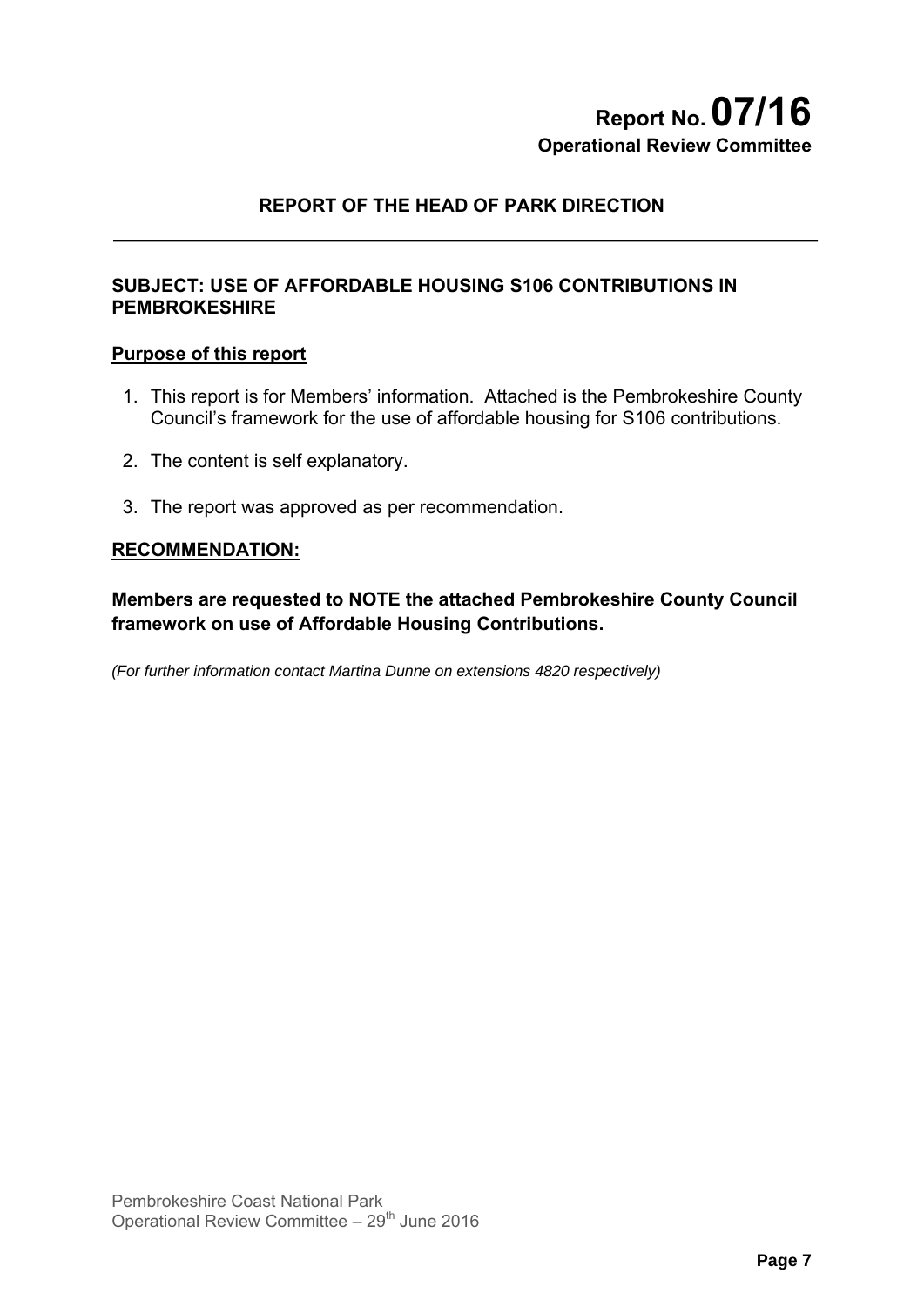# Report No. 07/16
**Operational Review Committee**

## REPORT OF THE HEAD OF PARK DIRECTION

### SUBJECT: USE OF AFFORDABLE HOUSING S106 CONTRIBUTIONS IN PEMBROKESHIRE

**Purpose of this report**

1. This report is for Members' information. Attached is the Pembrokeshire County Council's framework for the use of affordable housing for S106 contributions.
2. The content is self explanatory.
3. The report was approved as per recommendation.

**RECOMMENDATION:**

**Members are requested to NOTE the attached Pembrokeshire County Council framework on use of Affordable Housing Contributions.**

*(For further information contact Martina Dunne on extensions 4820 respectively)*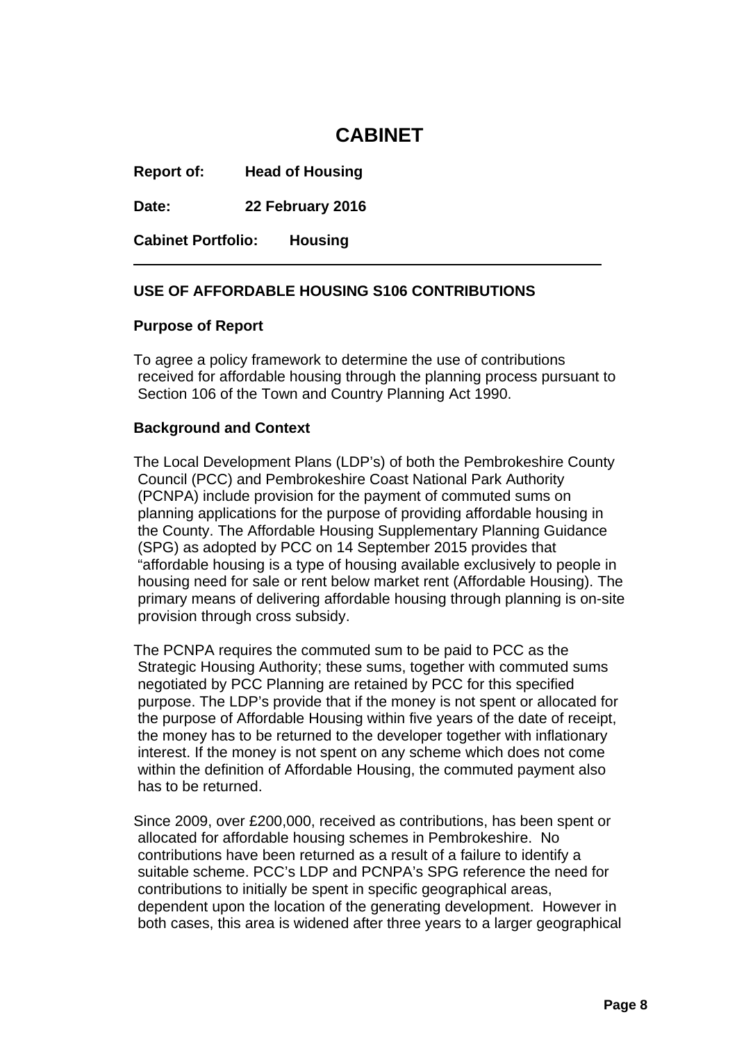# CABINET

**Report of:** **Head of Housing**

**Date:** **22 February 2016**

**Cabinet Portfolio:** **Housing**

---

## USE OF AFFORDABLE HOUSING S106 CONTRIBUTIONS

### Purpose of Report

To agree a policy framework to determine the use of contributions received for affordable housing through the planning process pursuant to Section 106 of the Town and Country Planning Act 1990.

### Background and Context

The Local Development Plans (LDP's) of both the Pembrokeshire County Council (PCC) and Pembrokeshire Coast National Park Authority (PCNPA) include provision for the payment of commuted sums on planning applications for the purpose of providing affordable housing in the County. The Affordable Housing Supplementary Planning Guidance (SPG) as adopted by PCC on 14 September 2015 provides that "affordable housing is a type of housing available exclusively to people in housing need for sale or rent below market rent (Affordable Housing). The primary means of delivering affordable housing through planning is on-site provision through cross subsidy.

The PCNPA requires the commuted sum to be paid to PCC as the Strategic Housing Authority; these sums, together with commuted sums negotiated by PCC Planning are retained by PCC for this specified purpose. The LDP's provide that if the money is not spent or allocated for the purpose of Affordable Housing within five years of the date of receipt, the money has to be returned to the developer together with inflationary interest. If the money is not spent on any scheme which does not come within the definition of Affordable Housing, the commuted payment also has to be returned.

Since 2009, over £200,000, received as contributions, has been spent or allocated for affordable housing schemes in Pembrokeshire. No contributions have been returned as a result of a failure to identify a suitable scheme. PCC's LDP and PCNPA's SPG reference the need for contributions to initially be spent in specific geographical areas, dependent upon the location of the generating development. However in both cases, this area is widened after three years to a larger geographical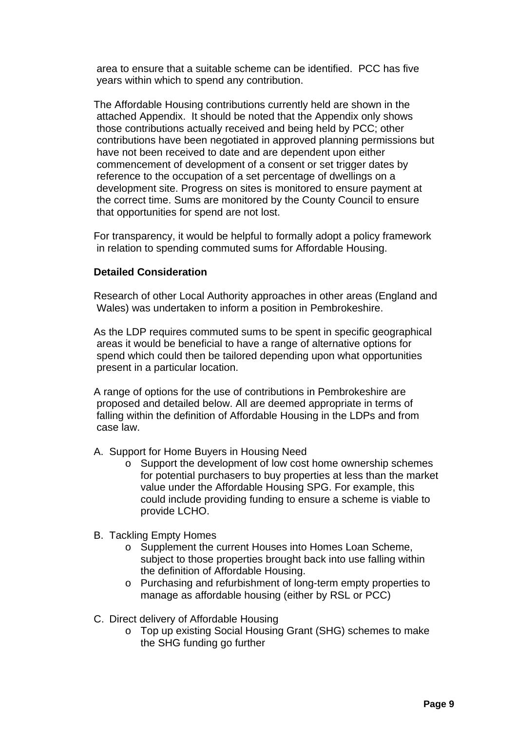area to ensure that a suitable scheme can be identified. PCC has five years within which to spend any contribution.

The Affordable Housing contributions currently held are shown in the attached Appendix. It should be noted that the Appendix only shows those contributions actually received and being held by PCC; other contributions have been negotiated in approved planning permissions but have not been received to date and are dependent upon either commencement of development of a consent or set trigger dates by reference to the occupation of a set percentage of dwellings on a development site. Progress on sites is monitored to ensure payment at the correct time. Sums are monitored by the County Council to ensure that opportunities for spend are not lost.

For transparency, it would be helpful to formally adopt a policy framework in relation to spending commuted sums for Affordable Housing.

**Detailed Consideration**

Research of other Local Authority approaches in other areas (England and Wales) was undertaken to inform a position in Pembrokeshire.

As the LDP requires commuted sums to be spent in specific geographical areas it would be beneficial to have a range of alternative options for spend which could then be tailored depending upon what opportunities present in a particular location.

A range of options for the use of contributions in Pembrokeshire are proposed and detailed below. All are deemed appropriate in terms of falling within the definition of Affordable Housing in the LDPs and from case law.

A. Support for Home Buyers in Housing Need
   - Support the development of low cost home ownership schemes for potential purchasers to buy properties at less than the market value under the Affordable Housing SPG. For example, this could include providing funding to ensure a scheme is viable to provide LCHO.

B. Tackling Empty Homes
   - Supplement the current Houses into Homes Loan Scheme, subject to those properties brought back into use falling within the definition of Affordable Housing.
   - Purchasing and refurbishment of long-term empty properties to manage as affordable housing (either by RSL or PCC)

C. Direct delivery of Affordable Housing
   - Top up existing Social Housing Grant (SHG) schemes to make the SHG funding go further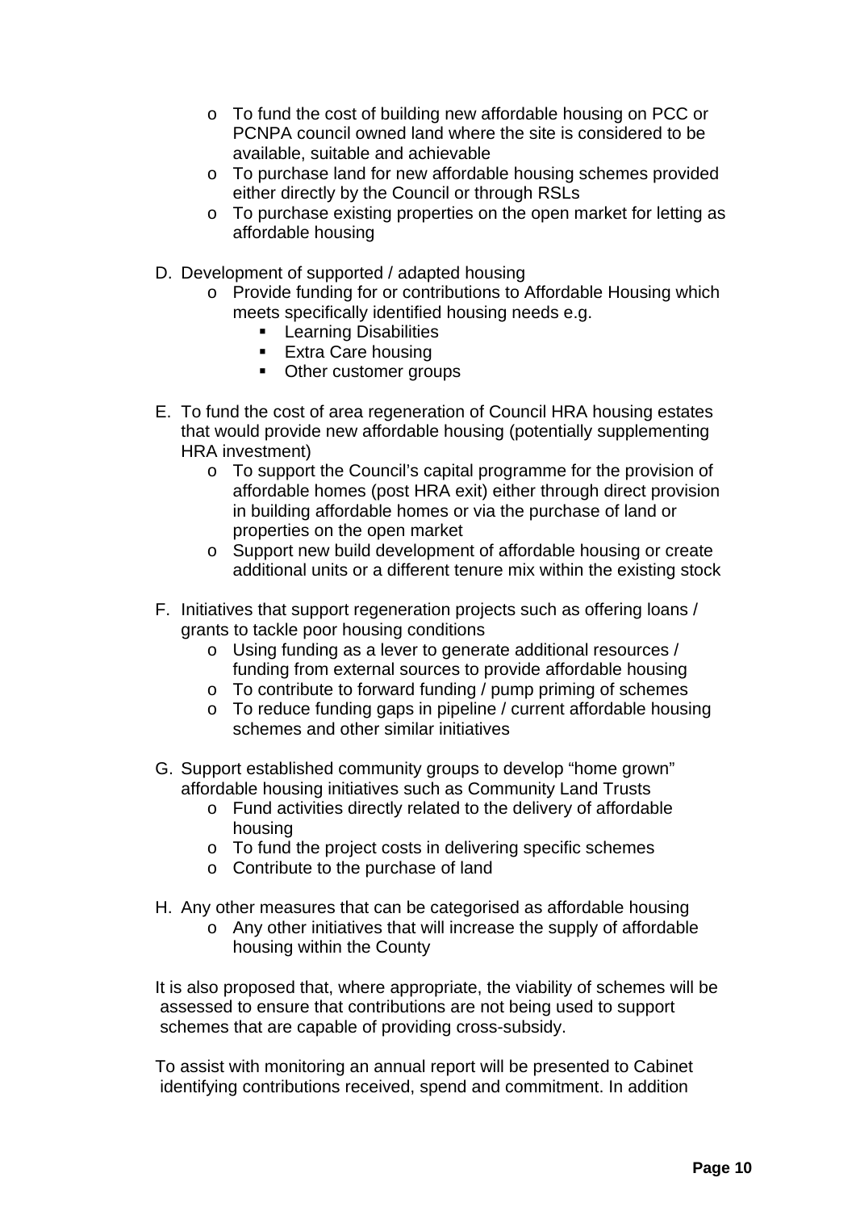- To fund the cost of building new affordable housing on PCC or PCNPA council owned land where the site is considered to be available, suitable and achievable
- To purchase land for new affordable housing schemes provided either directly by the Council or through RSLs
- To purchase existing properties on the open market for letting as affordable housing

D. Development of supported / adapted housing
    - Provide funding for or contributions to Affordable Housing which meets specifically identified housing needs e.g.
        - Learning Disabilities
        - Extra Care housing
        - Other customer groups

E. To fund the cost of area regeneration of Council HRA housing estates that would provide new affordable housing (potentially supplementing HRA investment)
    - To support the Council's capital programme for the provision of affordable homes (post HRA exit) either through direct provision in building affordable homes or via the purchase of land or properties on the open market
    - Support new build development of affordable housing or create additional units or a different tenure mix within the existing stock

F. Initiatives that support regeneration projects such as offering loans / grants to tackle poor housing conditions
    - Using funding as a lever to generate additional resources / funding from external sources to provide affordable housing
    - To contribute to forward funding / pump priming of schemes
    - To reduce funding gaps in pipeline / current affordable housing schemes and other similar initiatives

G. Support established community groups to develop "home grown" affordable housing initiatives such as Community Land Trusts
    - Fund activities directly related to the delivery of affordable housing
    - To fund the project costs in delivering specific schemes
    - Contribute to the purchase of land

H. Any other measures that can be categorised as affordable housing
    - Any other initiatives that will increase the supply of affordable housing within the County

It is also proposed that, where appropriate, the viability of schemes will be assessed to ensure that contributions are not being used to support schemes that are capable of providing cross-subsidy.

To assist with monitoring an annual report will be presented to Cabinet identifying contributions received, spend and commitment. In addition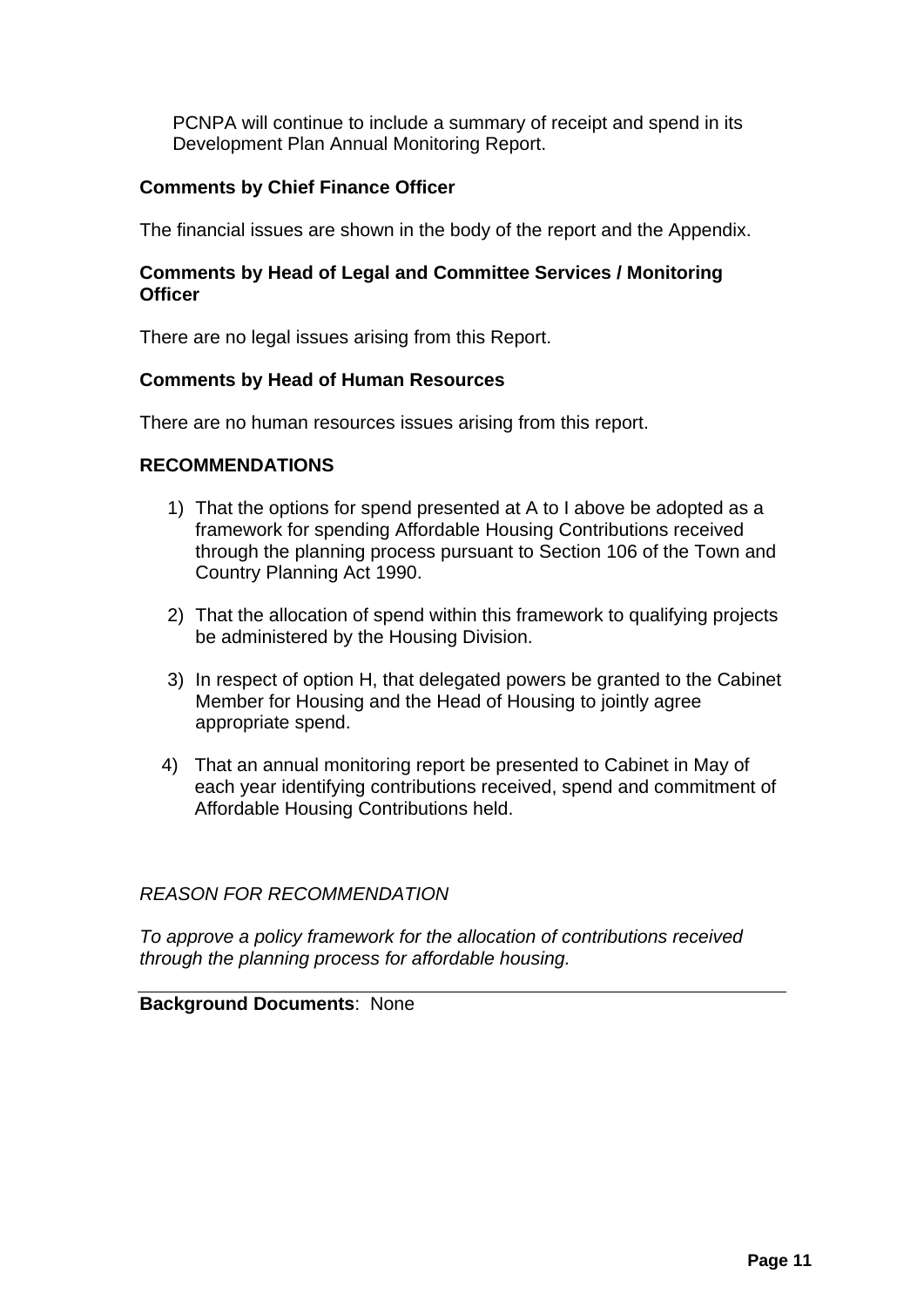PCNPA will continue to include a summary of receipt and spend in its Development Plan Annual Monitoring Report.

**Comments by Chief Finance Officer**

The financial issues are shown in the body of the report and the Appendix.

**Comments by Head of Legal and Committee Services / Monitoring Officer**

There are no legal issues arising from this Report.

**Comments by Head of Human Resources**

There are no human resources issues arising from this report.

**RECOMMENDATIONS**

1) That the options for spend presented at A to I above be adopted as a framework for spending Affordable Housing Contributions received through the planning process pursuant to Section 106 of the Town and Country Planning Act 1990.

2) That the allocation of spend within this framework to qualifying projects be administered by the Housing Division.

3) In respect of option H, that delegated powers be granted to the Cabinet Member for Housing and the Head of Housing to jointly agree appropriate spend.

4) That an annual monitoring report be presented to Cabinet in May of each year identifying contributions received, spend and commitment of Affordable Housing Contributions held.

*REASON FOR RECOMMENDATION*

*To approve a policy framework for the allocation of contributions received through the planning process for affordable housing.*

---

**Background Documents**: None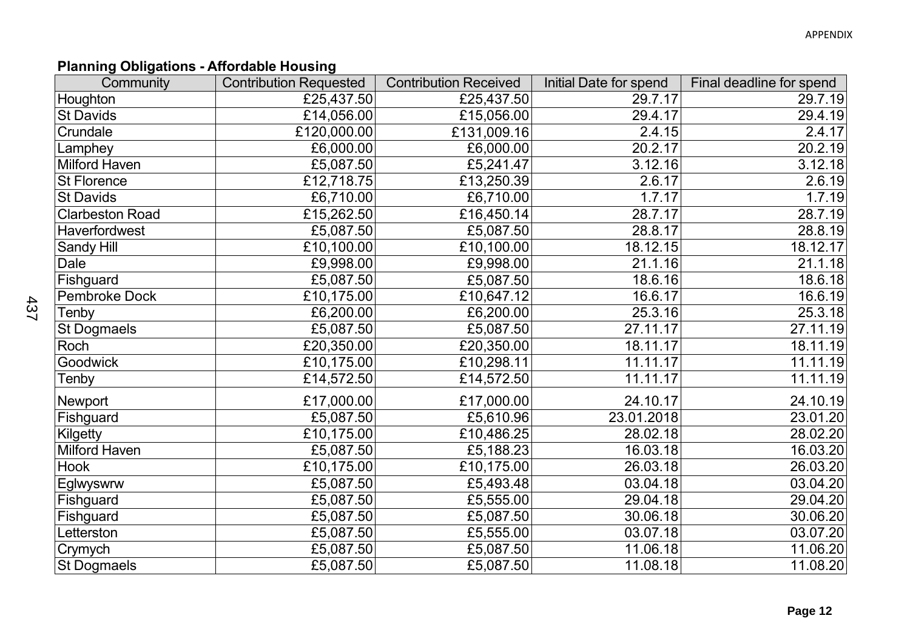APPENDIX

**Planning Obligations - Affordable Housing**

| Community | Contribution Requested | Contribution Received | Initial Date for spend | Final deadline for spend |
|---|---|---|---|---|
| Houghton | £25,437.50 | £25,437.50 | 29.7.17 | 29.7.19 |
| St Davids | £14,056.00 | £15,056.00 | 29.4.17 | 29.4.19 |
| Crundale | £120,000.00 | £131,009.16 | 2.4.15 | 2.4.17 |
| Lamphey | £6,000.00 | £6,000.00 | 20.2.17 | 20.2.19 |
| Milford Haven | £5,087.50 | £5,241.47 | 3.12.16 | 3.12.18 |
| St Florence | £12,718.75 | £13,250.39 | 2.6.17 | 2.6.19 |
| St Davids | £6,710.00 | £6,710.00 | 1.7.17 | 1.7.19 |
| Clarbeston Road | £15,262.50 | £16,450.14 | 28.7.17 | 28.7.19 |
| Haverfordwest | £5,087.50 | £5,087.50 | 28.8.17 | 28.8.19 |
| Sandy Hill | £10,100.00 | £10,100.00 | 18.12.15 | 18.12.17 |
| Dale | £9,998.00 | £9,998.00 | 21.1.16 | 21.1.18 |
| Fishguard | £5,087.50 | £5,087.50 | 18.6.16 | 18.6.18 |
| Pembroke Dock | £10,175.00 | £10,647.12 | 16.6.17 | 16.6.19 |
| Tenby | £6,200.00 | £6,200.00 | 25.3.16 | 25.3.18 |
| St Dogmaels | £5,087.50 | £5,087.50 | 27.11.17 | 27.11.19 |
| Roch | £20,350.00 | £20,350.00 | 18.11.17 | 18.11.19 |
| Goodwick | £10,175.00 | £10,298.11 | 11.11.17 | 11.11.19 |
| Tenby | £14,572.50 | £14,572.50 | 11.11.17 | 11.11.19 |
| Newport | £17,000.00 | £17,000.00 | 24.10.17 | 24.10.19 |
| Fishguard | £5,087.50 | £5,610.96 | 23.01.2018 | 23.01.20 |
| Kilgetty | £10,175.00 | £10,486.25 | 28.02.18 | 28.02.20 |
| Milford Haven | £5,087.50 | £5,188.23 | 16.03.18 | 16.03.20 |
| Hook | £10,175.00 | £10,175.00 | 26.03.18 | 26.03.20 |
| Eglwyswrw | £5,087.50 | £5,493.48 | 03.04.18 | 03.04.20 |
| Fishguard | £5,087.50 | £5,555.00 | 29.04.18 | 29.04.20 |
| Fishguard | £5,087.50 | £5,087.50 | 30.06.18 | 30.06.20 |
| Letterston | £5,087.50 | £5,555.00 | 03.07.18 | 03.07.20 |
| Crymych | £5,087.50 | £5,087.50 | 11.06.18 | 11.06.20 |
| St Dogmaels | £5,087.50 | £5,087.50 | 11.08.18 | 11.08.20 |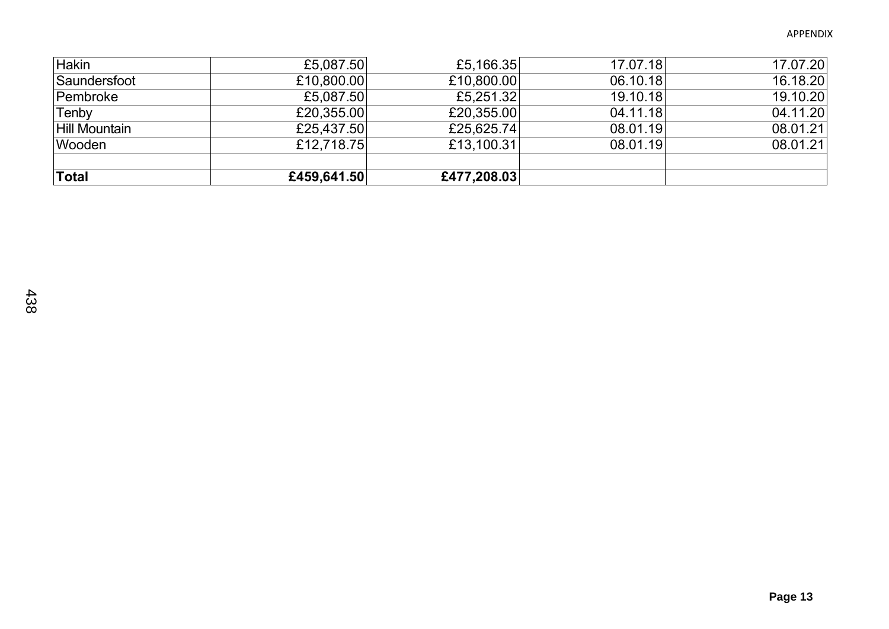| | | | | |
|---|---|---|---|---|
| Hakin | £5,087.50 | £5,166.35 | 17.07.18 | 17.07.20 |
| Saundersfoot | £10,800.00 | £10,800.00 | 06.10.18 | 16.18.20 |
| Pembroke | £5,087.50 | £5,251.32 | 19.10.18 | 19.10.20 |
| Tenby | £20,355.00 | £20,355.00 | 04.11.18 | 04.11.20 |
| Hill Mountain | £25,437.50 | £25,625.74 | 08.01.19 | 08.01.21 |
| Wooden | £12,718.75 | £13,100.31 | 08.01.19 | 08.01.21 |
| | | | | |
| **Total** | **£459,641.50** | **£477,208.03** | | |